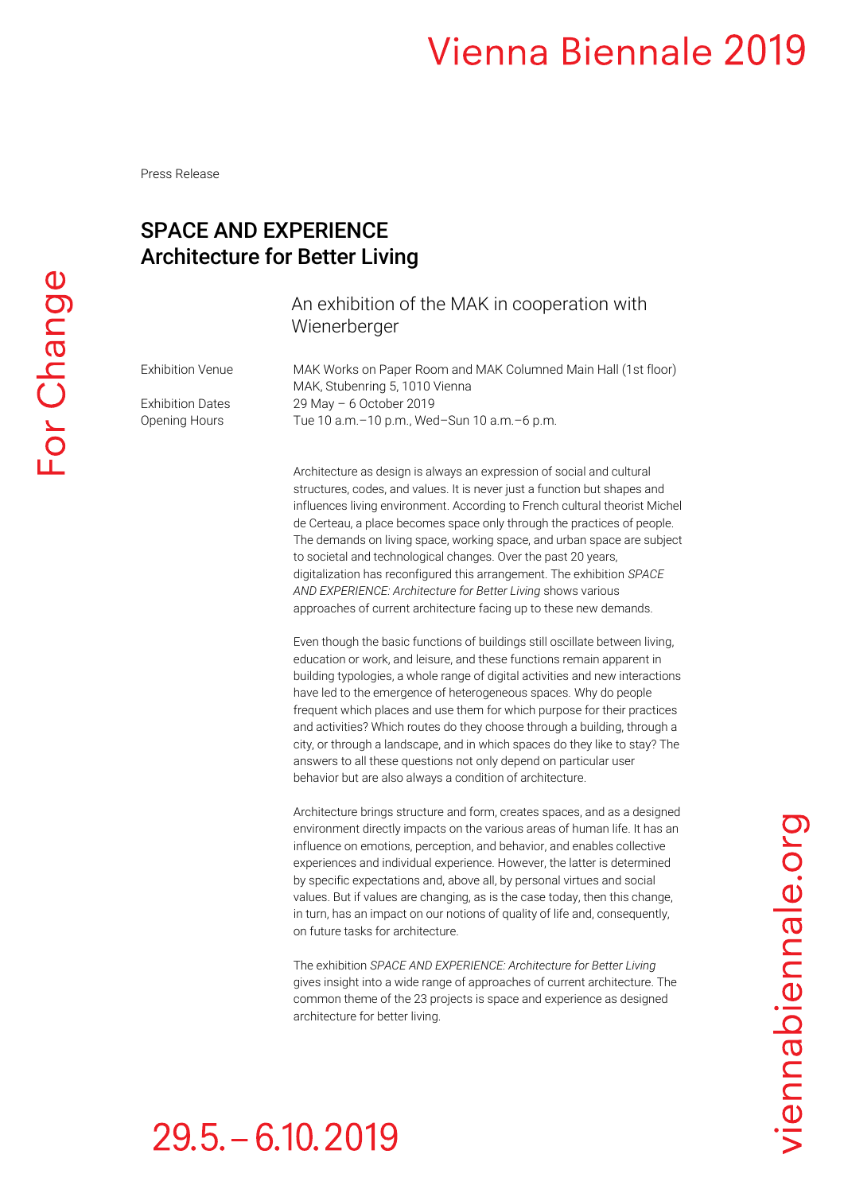Press Release

# SPACE AND EXPERIENCE
## Architecture for Better Living

An exhibition of the MAK in cooperation with Wienerberger

| | |
|---|---|
| Exhibition Venue | MAK Works on Paper Room and MAK Columned Main Hall (1st floor)<br>MAK, Stubenring 5, 1010 Vienna |
| Exhibition Dates | 29 May – 6 October 2019 |
| Opening Hours | Tue 10 a.m.–10 p.m., Wed–Sun 10 a.m.–6 p.m. |

Architecture as design is always an expression of social and cultural structures, codes, and values. It is never just a function but shapes and influences living environment. According to French cultural theorist Michel de Certeau, a place becomes space only through the practices of people. The demands on living space, working space, and urban space are subject to societal and technological changes. Over the past 20 years, digitalization has reconfigured this arrangement. The exhibition *SPACE AND EXPERIENCE: Architecture for Better Living* shows various approaches of current architecture facing up to these new demands.

Even though the basic functions of buildings still oscillate between living, education or work, and leisure, and these functions remain apparent in building typologies, a whole range of digital activities and new interactions have led to the emergence of heterogeneous spaces. Why do people frequent which places and use them for which purpose for their practices and activities? Which routes do they choose through a building, through a city, or through a landscape, and in which spaces do they like to stay? The answers to all these questions not only depend on particular user behavior but are also always a condition of architecture.

Architecture brings structure and form, creates spaces, and as a designed environment directly impacts on the various areas of human life. It has an influence on emotions, perception, and behavior, and enables collective experiences and individual experience. However, the latter is determined by specific expectations and, above all, by personal virtues and social values. But if values are changing, as is the case today, then this change, in turn, has an impact on our notions of quality of life and, consequently, on future tasks for architecture.

The exhibition *SPACE AND EXPERIENCE: Architecture for Better Living* gives insight into a wide range of approaches of current architecture. The common theme of the 23 projects is space and experience as designed architecture for better living.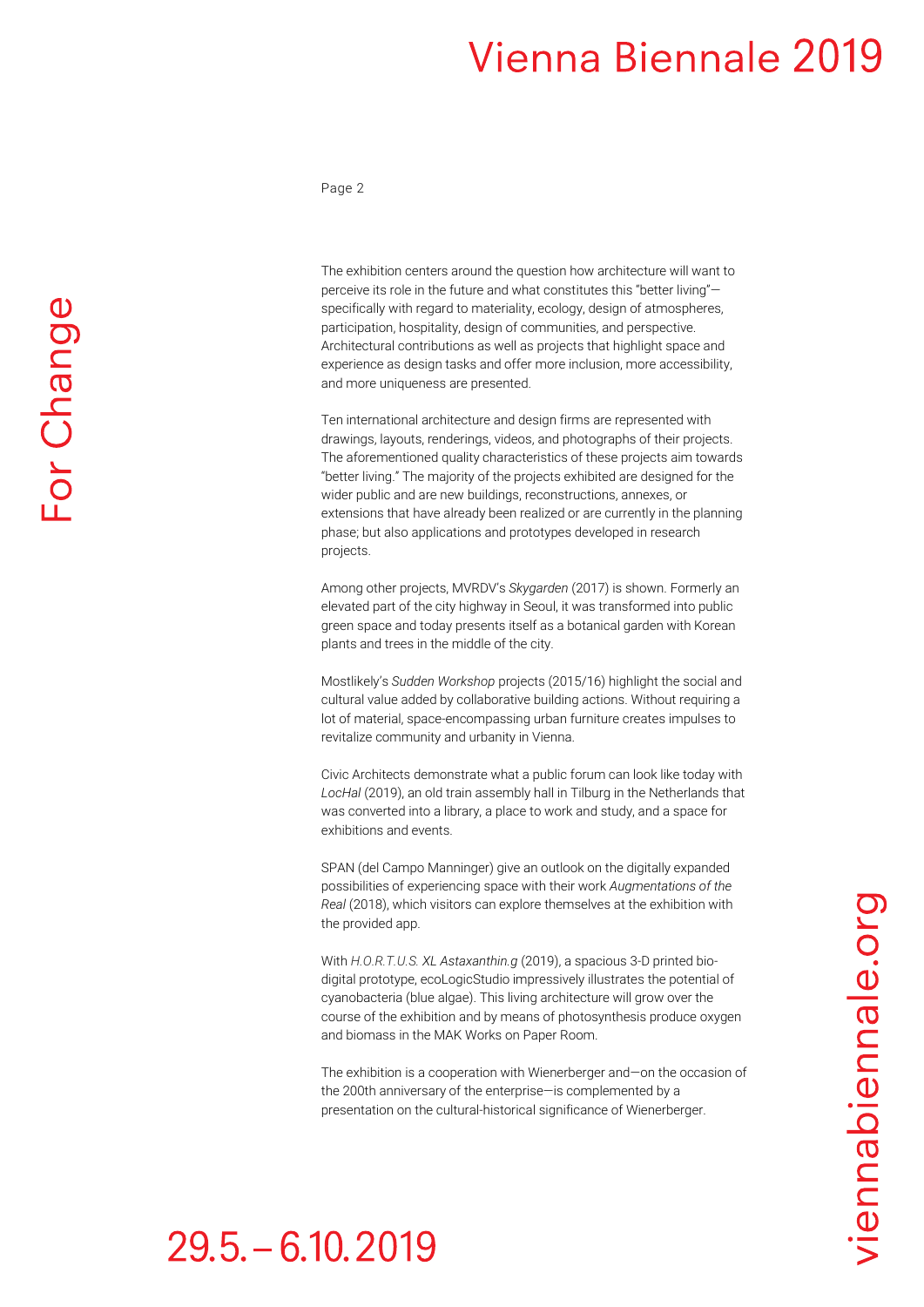The exhibition centers around the question how architecture will want to perceive its role in the future and what constitutes this "better living"—specifically with regard to materiality, ecology, design of atmospheres, participation, hospitality, design of communities, and perspective. Architectural contributions as well as projects that highlight space and experience as design tasks and offer more inclusion, more accessibility, and more uniqueness are presented.

Ten international architecture and design firms are represented with drawings, layouts, renderings, videos, and photographs of their projects. The aforementioned quality characteristics of these projects aim towards "better living." The majority of the projects exhibited are designed for the wider public and are new buildings, reconstructions, annexes, or extensions that have already been realized or are currently in the planning phase; but also applications and prototypes developed in research projects.

Among other projects, MVRDV's *Skygarden* (2017) is shown. Formerly an elevated part of the city highway in Seoul, it was transformed into public green space and today presents itself as a botanical garden with Korean plants and trees in the middle of the city.

Mostlikely's *Sudden Workshop* projects (2015/16) highlight the social and cultural value added by collaborative building actions. Without requiring a lot of material, space-encompassing urban furniture creates impulses to revitalize community and urbanity in Vienna.

Civic Architects demonstrate what a public forum can look like today with *LocHal* (2019), an old train assembly hall in Tilburg in the Netherlands that was converted into a library, a place to work and study, and a space for exhibitions and events.

SPAN (del Campo Manninger) give an outlook on the digitally expanded possibilities of experiencing space with their work *Augmentations of the Real* (2018), which visitors can explore themselves at the exhibition with the provided app.

With *H.O.R.T.U.S. XL Astaxanthin.g* (2019), a spacious 3-D printed bio-digital prototype, ecoLogicStudio impressively illustrates the potential of cyanobacteria (blue algae). This living architecture will grow over the course of the exhibition and by means of photosynthesis produce oxygen and biomass in the MAK Works on Paper Room.

The exhibition is a cooperation with Wienerberger and—on the occasion of the 200th anniversary of the enterprise—is complemented by a presentation on the cultural-historical significance of Wienerberger.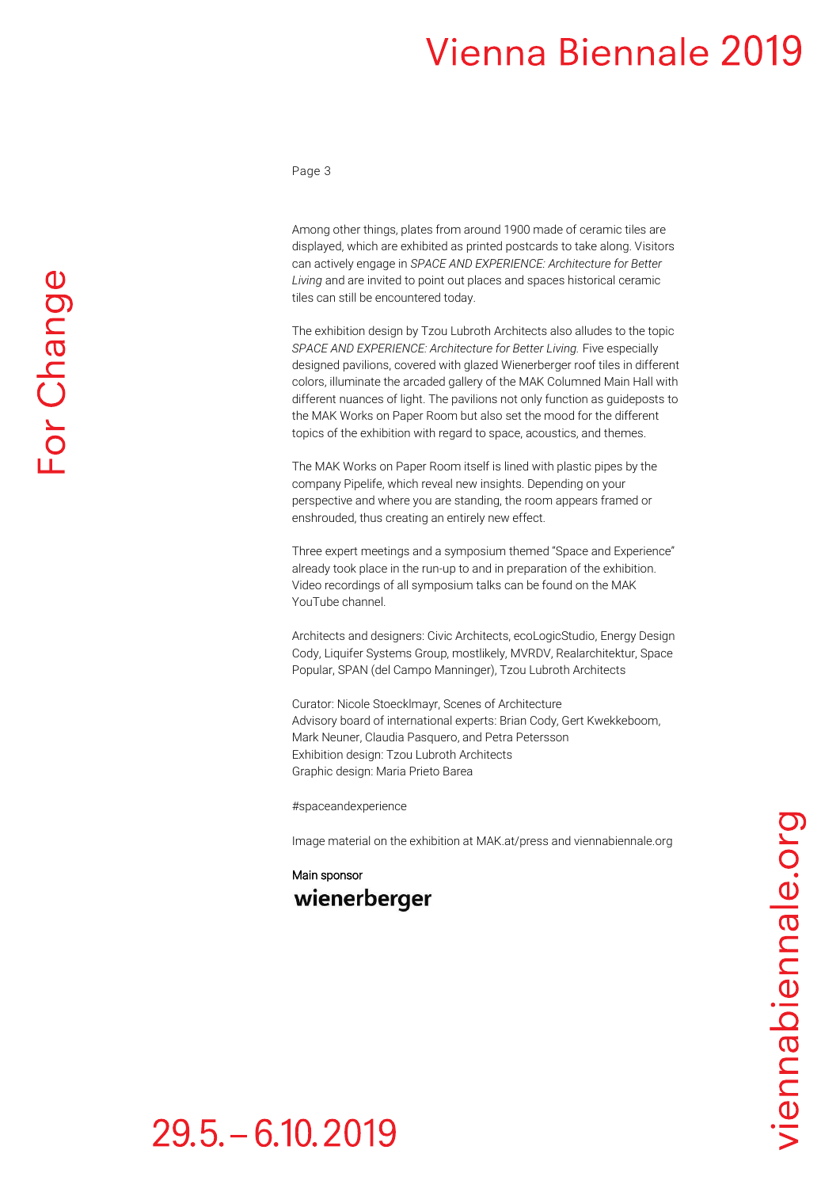Among other things, plates from around 1900 made of ceramic tiles are displayed, which are exhibited as printed postcards to take along. Visitors can actively engage in *SPACE AND EXPERIENCE: Architecture for Better Living* and are invited to point out places and spaces historical ceramic tiles can still be encountered today.

The exhibition design by Tzou Lubroth Architects also alludes to the topic *SPACE AND EXPERIENCE: Architecture for Better Living.* Five especially designed pavilions, covered with glazed Wienerberger roof tiles in different colors, illuminate the arcaded gallery of the MAK Columned Main Hall with different nuances of light. The pavilions not only function as guideposts to the MAK Works on Paper Room but also set the mood for the different topics of the exhibition with regard to space, acoustics, and themes.

The MAK Works on Paper Room itself is lined with plastic pipes by the company Pipelife, which reveal new insights. Depending on your perspective and where you are standing, the room appears framed or enshrouded, thus creating an entirely new effect.

Three expert meetings and a symposium themed "Space and Experience" already took place in the run-up to and in preparation of the exhibition. Video recordings of all symposium talks can be found on the MAK YouTube channel.

Architects and designers: Civic Architects, ecoLogicStudio, Energy Design Cody, Liquifer Systems Group, mostlikely, MVRDV, Realarchitektur, Space Popular, SPAN (del Campo Manninger), Tzou Lubroth Architects

Curator: Nicole Stoecklmayr, Scenes of Architecture
Advisory board of international experts: Brian Cody, Gert Kwekkeboom, Mark Neuner, Claudia Pasquero, and Petra Petersson
Exhibition design: Tzou Lubroth Architects
Graphic design: Maria Prieto Barea

#spaceandexperience

Image material on the exhibition at MAK.at/press and viennabiennale.org

Main sponsor
**wienerberger**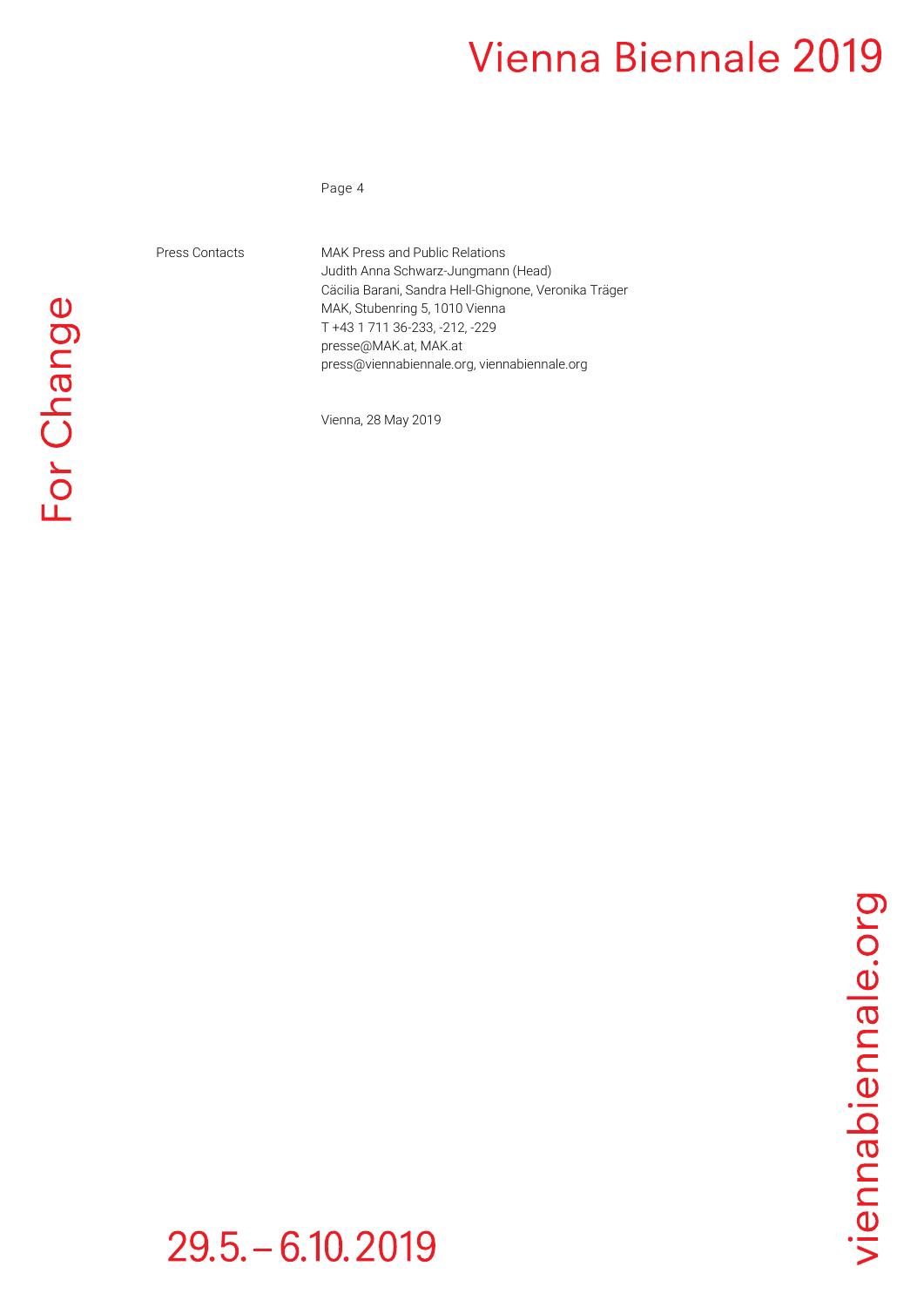Press Contacts

MAK Press and Public Relations
Judith Anna Schwarz-Jungmann (Head)
Cäcilia Barani, Sandra Hell-Ghignone, Veronika Träger
MAK, Stubenring 5, 1010 Vienna
T +43 1 711 36-233, -212, -229
presse@MAK.at, MAK.at
press@viennabiennale.org, viennabiennale.org

Vienna, 28 May 2019